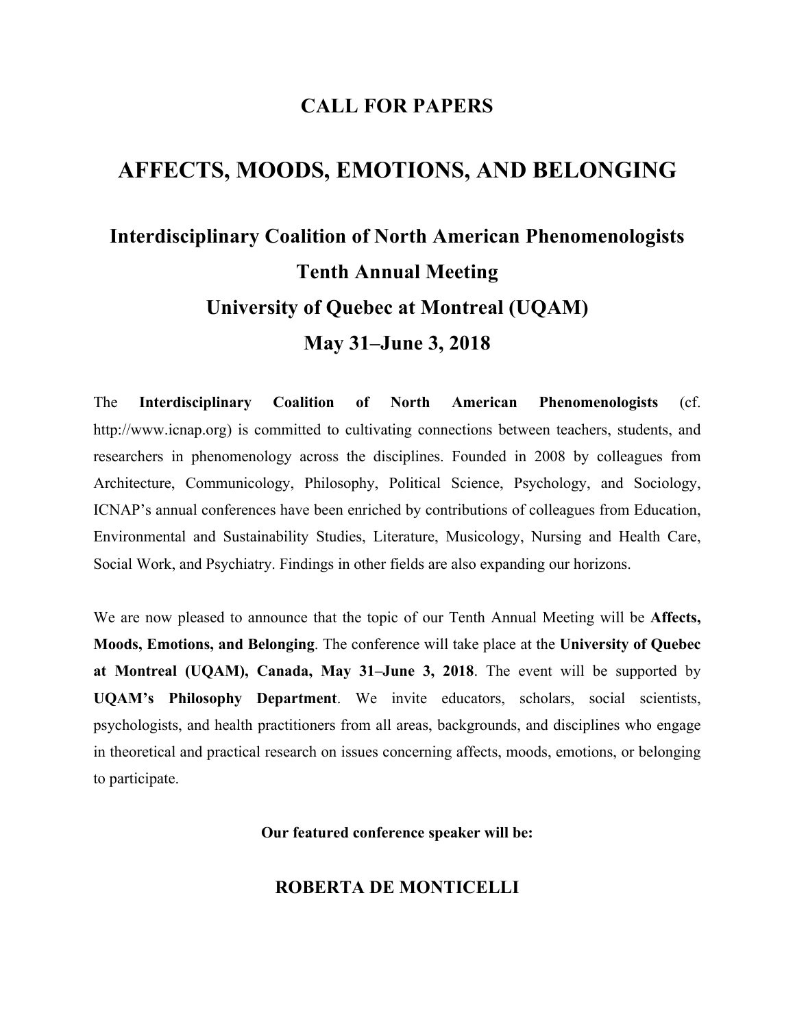# CALL FOR PAPERS

# AFFECTS, MOODS, EMOTIONS, AND BELONGING

## Interdisciplinary Coalition of North American Phenomenologists

## Tenth Annual Meeting

## University of Quebec at Montreal (UQAM)

## May 31–June 3, 2018

The **Interdisciplinary Coalition of North American Phenomenologists** (cf. http://www.icnap.org) is committed to cultivating connections between teachers, students, and researchers in phenomenology across the disciplines. Founded in 2008 by colleagues from Architecture, Communicology, Philosophy, Political Science, Psychology, and Sociology, ICNAP's annual conferences have been enriched by contributions of colleagues from Education, Environmental and Sustainability Studies, Literature, Musicology, Nursing and Health Care, Social Work, and Psychiatry. Findings in other fields are also expanding our horizons.

We are now pleased to announce that the topic of our Tenth Annual Meeting will be **Affects, Moods, Emotions, and Belonging**. The conference will take place at the **University of Quebec at Montreal (UQAM), Canada, May 31–June 3, 2018**. The event will be supported by **UQAM's Philosophy Department**. We invite educators, scholars, social scientists, psychologists, and health practitioners from all areas, backgrounds, and disciplines who engage in theoretical and practical research on issues concerning affects, moods, emotions, or belonging to participate.

**Our featured conference speaker will be:**

### ROBERTA DE MONTICELLI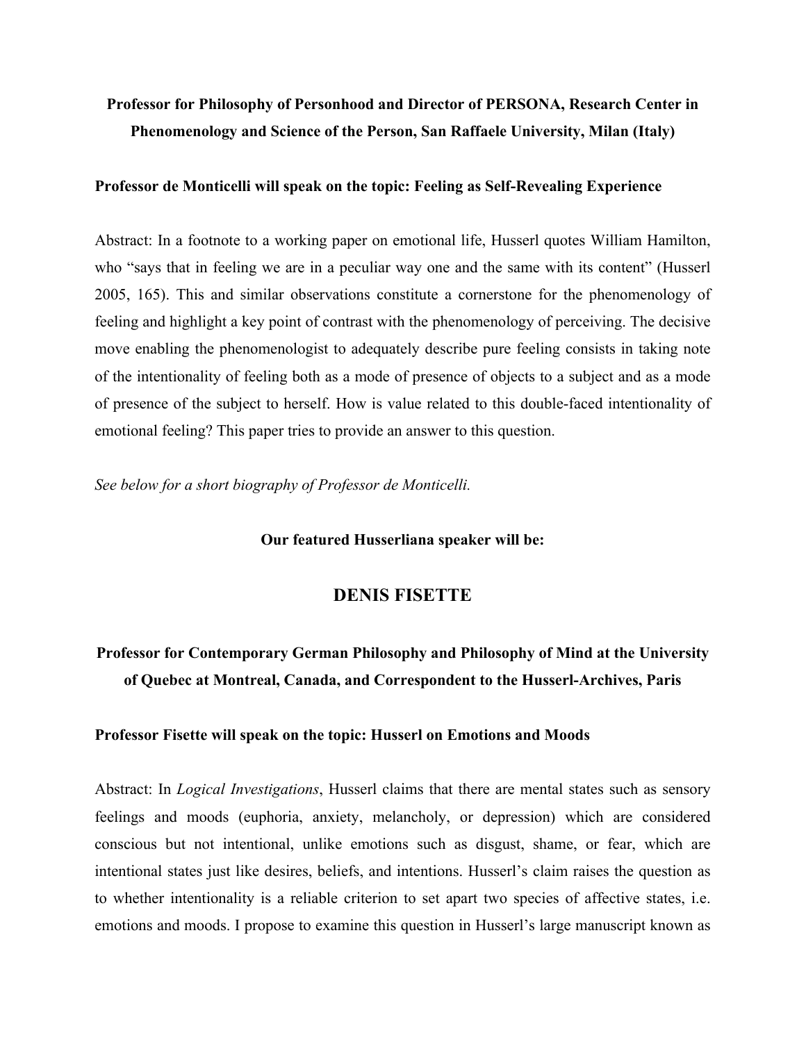**Professor for Philosophy of Personhood and Director of PERSONA, Research Center in Phenomenology and Science of the Person, San Raffaele University, Milan (Italy)**

**Professor de Monticelli will speak on the topic: Feeling as Self-Revealing Experience**

Abstract: In a footnote to a working paper on emotional life, Husserl quotes William Hamilton, who "says that in feeling we are in a peculiar way one and the same with its content" (Husserl 2005, 165). This and similar observations constitute a cornerstone for the phenomenology of feeling and highlight a key point of contrast with the phenomenology of perceiving. The decisive move enabling the phenomenologist to adequately describe pure feeling consists in taking note of the intentionality of feeling both as a mode of presence of objects to a subject and as a mode of presence of the subject to herself. How is value related to this double-faced intentionality of emotional feeling? This paper tries to provide an answer to this question.

*See below for a short biography of Professor de Monticelli.*

**Our featured Husserliana speaker will be:**

## DENIS FISETTE

**Professor for Contemporary German Philosophy and Philosophy of Mind at the University of Quebec at Montreal, Canada, and Correspondent to the Husserl-Archives, Paris**

**Professor Fisette will speak on the topic: Husserl on Emotions and Moods**

Abstract: In *Logical Investigations*, Husserl claims that there are mental states such as sensory feelings and moods (euphoria, anxiety, melancholy, or depression) which are considered conscious but not intentional, unlike emotions such as disgust, shame, or fear, which are intentional states just like desires, beliefs, and intentions. Husserl's claim raises the question as to whether intentionality is a reliable criterion to set apart two species of affective states, i.e. emotions and moods. I propose to examine this question in Husserl's large manuscript known as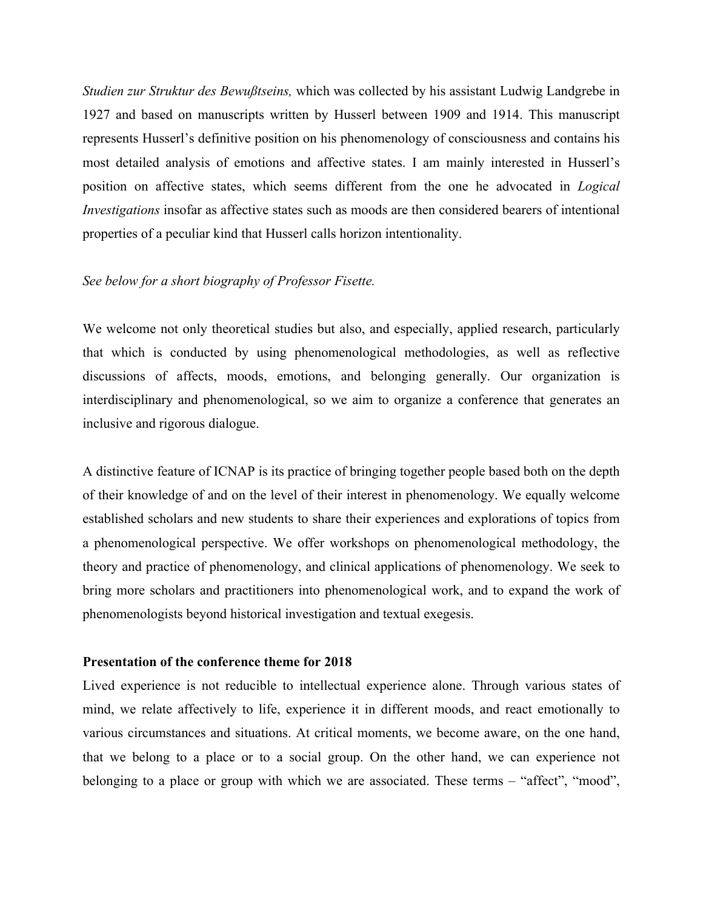*Studien zur Struktur des Bewußtseins,* which was collected by his assistant Ludwig Landgrebe in 1927 and based on manuscripts written by Husserl between 1909 and 1914. This manuscript represents Husserl's definitive position on his phenomenology of consciousness and contains his most detailed analysis of emotions and affective states. I am mainly interested in Husserl's position on affective states, which seems different from the one he advocated in *Logical Investigations* insofar as affective states such as moods are then considered bearers of intentional properties of a peculiar kind that Husserl calls horizon intentionality.

*See below for a short biography of Professor Fisette.*

We welcome not only theoretical studies but also, and especially, applied research, particularly that which is conducted by using phenomenological methodologies, as well as reflective discussions of affects, moods, emotions, and belonging generally. Our organization is interdisciplinary and phenomenological, so we aim to organize a conference that generates an inclusive and rigorous dialogue.

A distinctive feature of ICNAP is its practice of bringing together people based both on the depth of their knowledge of and on the level of their interest in phenomenology. We equally welcome established scholars and new students to share their experiences and explorations of topics from a phenomenological perspective. We offer workshops on phenomenological methodology, the theory and practice of phenomenology, and clinical applications of phenomenology. We seek to bring more scholars and practitioners into phenomenological work, and to expand the work of phenomenologists beyond historical investigation and textual exegesis.

**Presentation of the conference theme for 2018**

Lived experience is not reducible to intellectual experience alone. Through various states of mind, we relate affectively to life, experience it in different moods, and react emotionally to various circumstances and situations. At critical moments, we become aware, on the one hand, that we belong to a place or to a social group. On the other hand, we can experience not belonging to a place or group with which we are associated. These terms – "affect", "mood",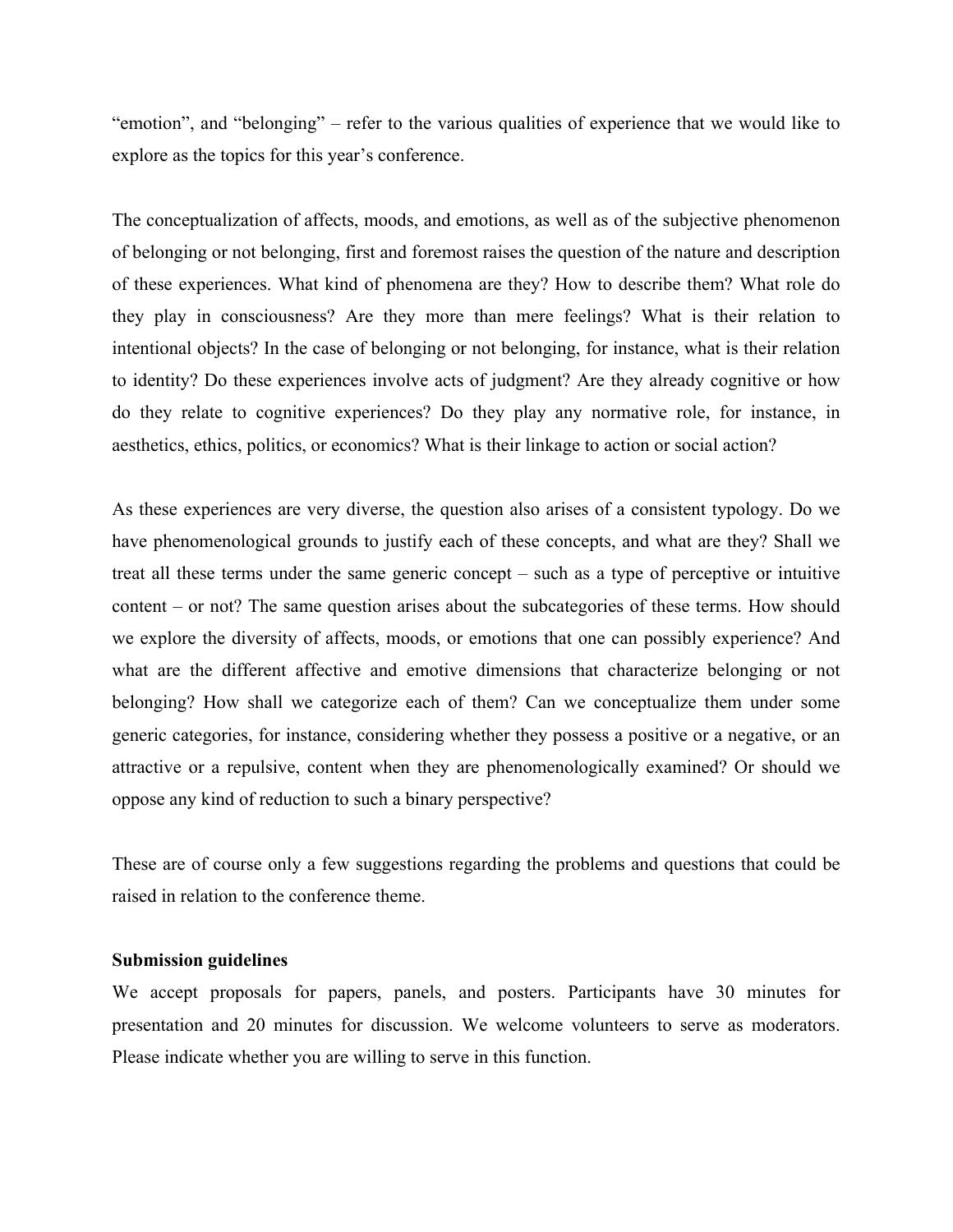"emotion", and "belonging" – refer to the various qualities of experience that we would like to explore as the topics for this year's conference.

The conceptualization of affects, moods, and emotions, as well as of the subjective phenomenon of belonging or not belonging, first and foremost raises the question of the nature and description of these experiences. What kind of phenomena are they? How to describe them? What role do they play in consciousness? Are they more than mere feelings? What is their relation to intentional objects? In the case of belonging or not belonging, for instance, what is their relation to identity? Do these experiences involve acts of judgment? Are they already cognitive or how do they relate to cognitive experiences? Do they play any normative role, for instance, in aesthetics, ethics, politics, or economics? What is their linkage to action or social action?

As these experiences are very diverse, the question also arises of a consistent typology. Do we have phenomenological grounds to justify each of these concepts, and what are they? Shall we treat all these terms under the same generic concept – such as a type of perceptive or intuitive content – or not? The same question arises about the subcategories of these terms. How should we explore the diversity of affects, moods, or emotions that one can possibly experience? And what are the different affective and emotive dimensions that characterize belonging or not belonging? How shall we categorize each of them? Can we conceptualize them under some generic categories, for instance, considering whether they possess a positive or a negative, or an attractive or a repulsive, content when they are phenomenologically examined? Or should we oppose any kind of reduction to such a binary perspective?

These are of course only a few suggestions regarding the problems and questions that could be raised in relation to the conference theme.

**Submission guidelines**

We accept proposals for papers, panels, and posters. Participants have 30 minutes for presentation and 20 minutes for discussion. We welcome volunteers to serve as moderators. Please indicate whether you are willing to serve in this function.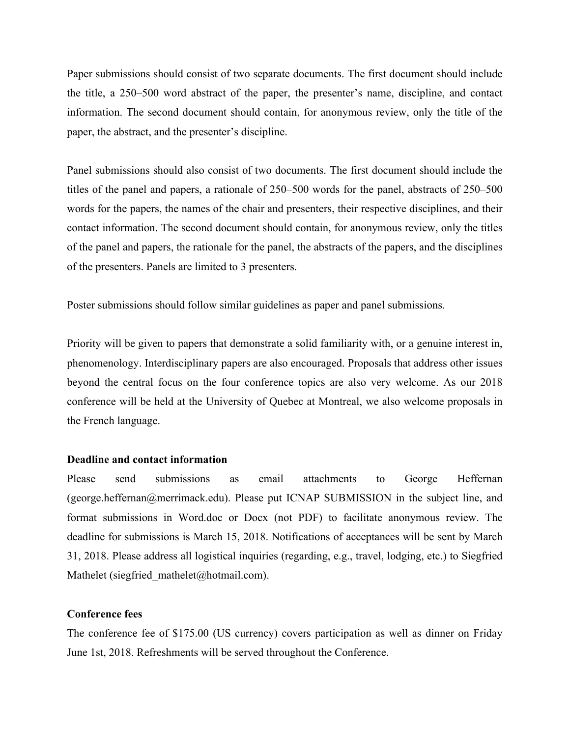Paper submissions should consist of two separate documents. The first document should include the title, a 250–500 word abstract of the paper, the presenter's name, discipline, and contact information. The second document should contain, for anonymous review, only the title of the paper, the abstract, and the presenter's discipline.

Panel submissions should also consist of two documents. The first document should include the titles of the panel and papers, a rationale of 250–500 words for the panel, abstracts of 250–500 words for the papers, the names of the chair and presenters, their respective disciplines, and their contact information. The second document should contain, for anonymous review, only the titles of the panel and papers, the rationale for the panel, the abstracts of the papers, and the disciplines of the presenters. Panels are limited to 3 presenters.

Poster submissions should follow similar guidelines as paper and panel submissions.

Priority will be given to papers that demonstrate a solid familiarity with, or a genuine interest in, phenomenology. Interdisciplinary papers are also encouraged. Proposals that address other issues beyond the central focus on the four conference topics are also very welcome. As our 2018 conference will be held at the University of Quebec at Montreal, we also welcome proposals in the French language.

**Deadline and contact information**

Please send submissions as email attachments to George Heffernan (george.heffernan@merrimack.edu). Please put ICNAP SUBMISSION in the subject line, and format submissions in Word.doc or Docx (not PDF) to facilitate anonymous review. The deadline for submissions is March 15, 2018. Notifications of acceptances will be sent by March 31, 2018. Please address all logistical inquiries (regarding, e.g., travel, lodging, etc.) to Siegfried Mathelet (siegfried_mathelet@hotmail.com).

**Conference fees**

The conference fee of $175.00 (US currency) covers participation as well as dinner on Friday June 1st, 2018. Refreshments will be served throughout the Conference.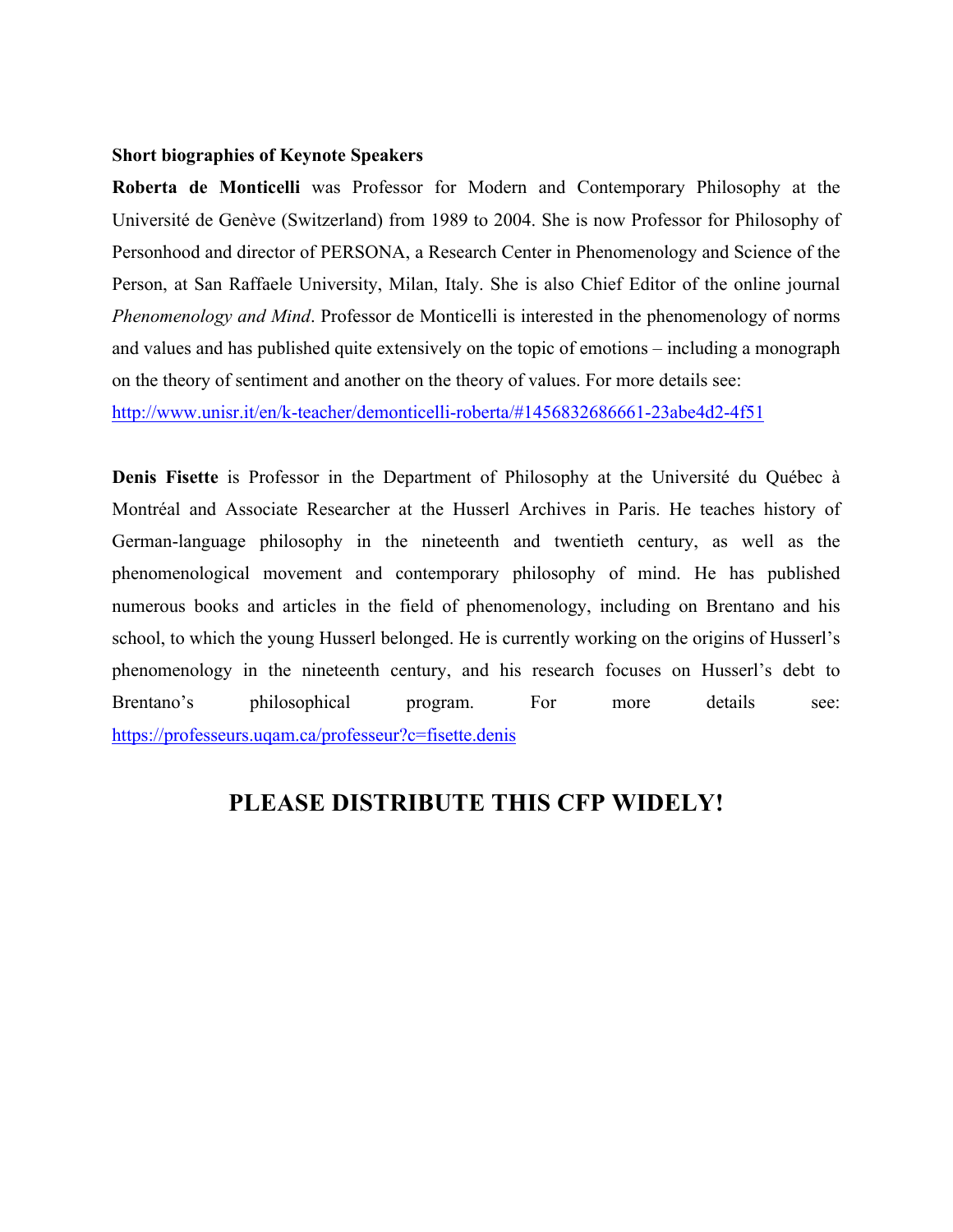**Short biographies of Keynote Speakers**

**Roberta de Monticelli** was Professor for Modern and Contemporary Philosophy at the Université de Genève (Switzerland) from 1989 to 2004. She is now Professor for Philosophy of Personhood and director of PERSONA, a Research Center in Phenomenology and Science of the Person, at San Raffaele University, Milan, Italy. She is also Chief Editor of the online journal *Phenomenology and Mind*. Professor de Monticelli is interested in the phenomenology of norms and values and has published quite extensively on the topic of emotions – including a monograph on the theory of sentiment and another on the theory of values. For more details see: http://www.unisr.it/en/k-teacher/demonticelli-roberta/#1456832686661-23abe4d2-4f51

**Denis Fisette** is Professor in the Department of Philosophy at the Université du Québec à Montréal and Associate Researcher at the Husserl Archives in Paris. He teaches history of German-language philosophy in the nineteenth and twentieth century, as well as the phenomenological movement and contemporary philosophy of mind. He has published numerous books and articles in the field of phenomenology, including on Brentano and his school, to which the young Husserl belonged. He is currently working on the origins of Husserl's phenomenology in the nineteenth century, and his research focuses on Husserl's debt to Brentano's philosophical program. For more details see: https://professeurs.uqam.ca/professeur?c=fisette.denis

## PLEASE DISTRIBUTE THIS CFP WIDELY!